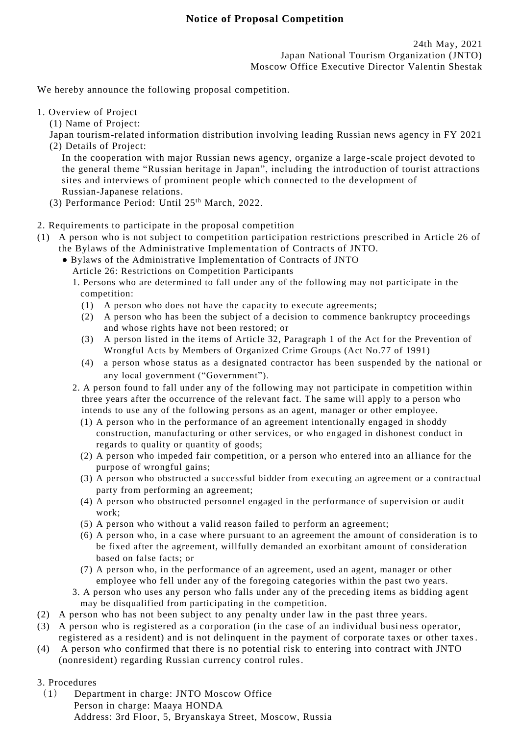# Notice of Proposal Competition

24th May, 2021
Japan National Tourism Organization (JNTO)
Moscow Office Executive Director Valentin Shestak

We hereby announce the following proposal competition.

1. Overview of Project
   (1) Name of Project:
   Japan tourism-related information distribution involving leading Russian news agency in FY 2021
   (2) Details of Project:
   In the cooperation with major Russian news agency, organize a large-scale project devoted to the general theme "Russian heritage in Japan", including the introduction of tourist attractions sites and interviews of prominent people which connected to the development of Russian-Japanese relations.
   (3) Performance Period: Until 25th March, 2022.

2. Requirements to participate in the proposal competition

(1) A person who is not subject to competition participation restrictions prescribed in Article 26 of the Bylaws of the Administrative Implementation of Contracts of JNTO.

- Bylaws of the Administrative Implementation of Contracts of JNTO
  Article 26: Restrictions on Competition Participants
  1. Persons who are determined to fall under any of the following may not participate in the competition:
     (1) A person who does not have the capacity to execute agreements;
     (2) A person who has been the subject of a decision to commence bankruptcy proceedings and whose rights have not been restored; or
     (3) A person listed in the items of Article 32, Paragraph 1 of the Act for the Prevention of Wrongful Acts by Members of Organized Crime Groups (Act No.77 of 1991)
     (4) a person whose status as a designated contractor has been suspended by the national or any local government ("Government").
  2. A person found to fall under any of the following may not participate in competition within three years after the occurrence of the relevant fact. The same will apply to a person who intends to use any of the following persons as an agent, manager or other employee.
     (1) A person who in the performance of an agreement intentionally engaged in shoddy construction, manufacturing or other services, or who engaged in dishonest conduct in regards to quality or quantity of goods;
     (2) A person who impeded fair competition, or a person who entered into an alliance for the purpose of wrongful gains;
     (3) A person who obstructed a successful bidder from executing an agreement or a contractual party from performing an agreement;
     (4) A person who obstructed personnel engaged in the performance of supervision or audit work;
     (5) A person who without a valid reason failed to perform an agreement;
     (6) A person who, in a case where pursuant to an agreement the amount of consideration is to be fixed after the agreement, willfully demanded an exorbitant amount of consideration based on false facts; or
     (7) A person who, in the performance of an agreement, used an agent, manager or other employee who fell under any of the foregoing categories within the past two years.
  3. A person who uses any person who falls under any of the preceding items as bidding agent may be disqualified from participating in the competition.

(2) A person who has not been subject to any penalty under law in the past three years.

(3) A person who is registered as a corporation (in the case of an individual business operator, registered as a resident) and is not delinquent in the payment of corporate taxes or other taxes.

(4) A person who confirmed that there is no potential risk to entering into contract with JNTO (nonresident) regarding Russian currency control rules.

3. Procedures

(1) Department in charge: JNTO Moscow Office
Person in charge: Maaya HONDA
Address: 3rd Floor, 5, Bryanskaya Street, Moscow, Russia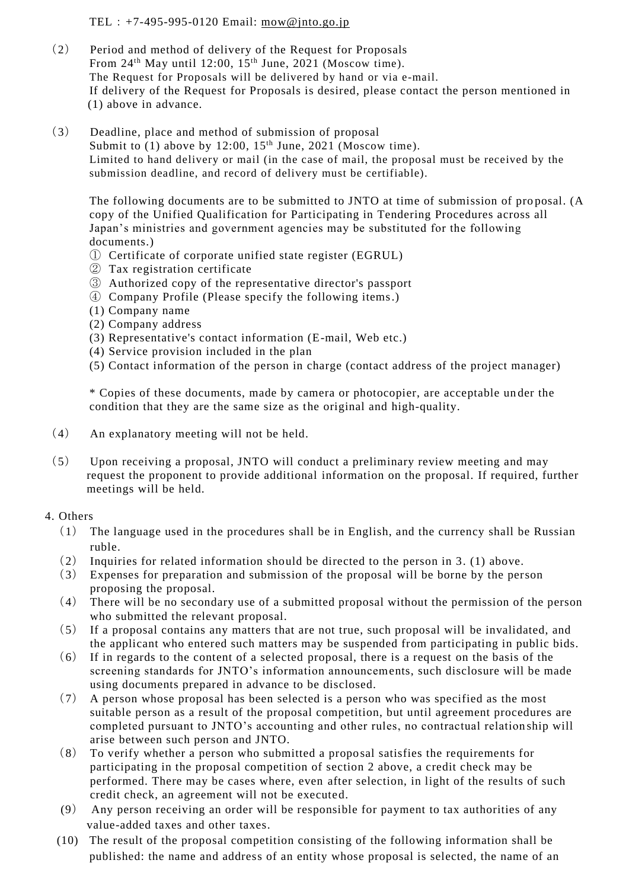TEL：+7-495-995-0120 Email: mow@jnto.go.jp

（2） Period and method of delivery of the Request for Proposals
From 24th May until 12:00, 15th June, 2021 (Moscow time).
The Request for Proposals will be delivered by hand or via e-mail.
If delivery of the Request for Proposals is desired, please contact the person mentioned in (1) above in advance.

（3） Deadline, place and method of submission of proposal
Submit to (1) above by 12:00, 15th June, 2021 (Moscow time).
Limited to hand delivery or mail (in the case of mail, the proposal must be received by the submission deadline, and record of delivery must be certifiable).

The following documents are to be submitted to JNTO at time of submission of proposal. (A copy of the Unified Qualification for Participating in Tendering Procedures across all Japan's ministries and government agencies may be substituted for the following documents.)

① Certificate of corporate unified state register (EGRUL)
② Tax registration certificate
③ Authorized copy of the representative director's passport
④ Company Profile (Please specify the following items.)
(1) Company name
(2) Company address
(3) Representative's contact information (E-mail, Web etc.)
(4) Service provision included in the plan
(5) Contact information of the person in charge (contact address of the project manager)

* Copies of these documents, made by camera or photocopier, are acceptable under the condition that they are the same size as the original and high-quality.

（4） An explanatory meeting will not be held.

（5） Upon receiving a proposal, JNTO will conduct a preliminary review meeting and may request the proponent to provide additional information on the proposal. If required, further meetings will be held.

4. Others

（1） The language used in the procedures shall be in English, and the currency shall be Russian ruble.
（2） Inquiries for related information should be directed to the person in 3. (1) above.
（3） Expenses for preparation and submission of the proposal will be borne by the person proposing the proposal.
（4） There will be no secondary use of a submitted proposal without the permission of the person who submitted the relevant proposal.
（5） If a proposal contains any matters that are not true, such proposal will be invalidated, and the applicant who entered such matters may be suspended from participating in public bids.
（6） If in regards to the content of a selected proposal, there is a request on the basis of the screening standards for JNTO's information announcements, such disclosure will be made using documents prepared in advance to be disclosed.
（7） A person whose proposal has been selected is a person who was specified as the most suitable person as a result of the proposal competition, but until agreement procedures are completed pursuant to JNTO's accounting and other rules, no contractual relationship will arise between such person and JNTO.
（8） To verify whether a person who submitted a proposal satisfies the requirements for participating in the proposal competition of section 2 above, a credit check may be performed. There may be cases where, even after selection, in light of the results of such credit check, an agreement will not be executed.
（9） Any person receiving an order will be responsible for payment to tax authorities of any value-added taxes and other taxes.
（10） The result of the proposal competition consisting of the following information shall be published: the name and address of an entity whose proposal is selected, the name of an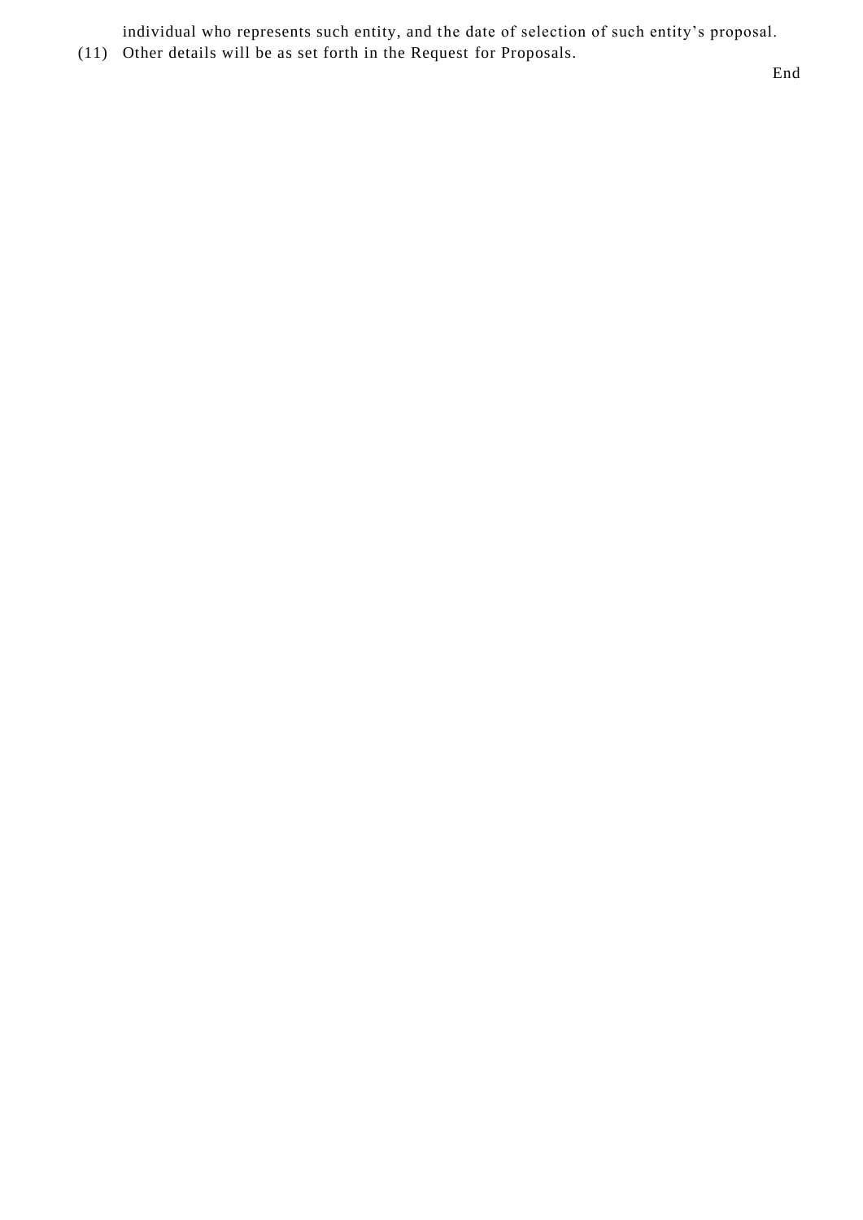individual who represents such entity, and the date of selection of such entity's proposal.

(11) Other details will be as set forth in the Request for Proposals.

End